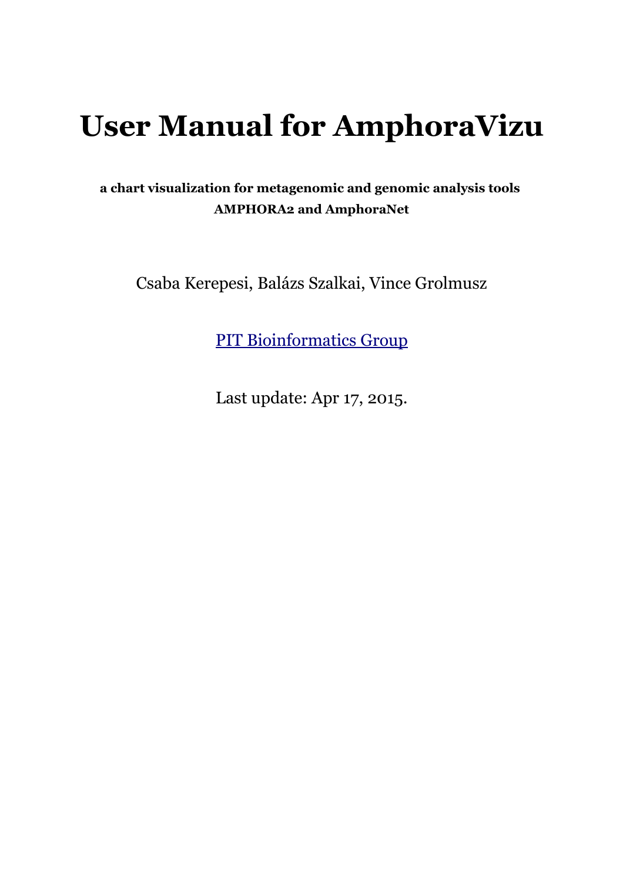# User Manual for AmphoraVizu

**a chart visualization for metagenomic and genomic analysis tools AMPHORA2 and AmphoraNet**

Csaba Kerepesi, Balázs Szalkai, Vince Grolmusz

[PIT Bioinformatics Group]

Last update: Apr 17, 2015.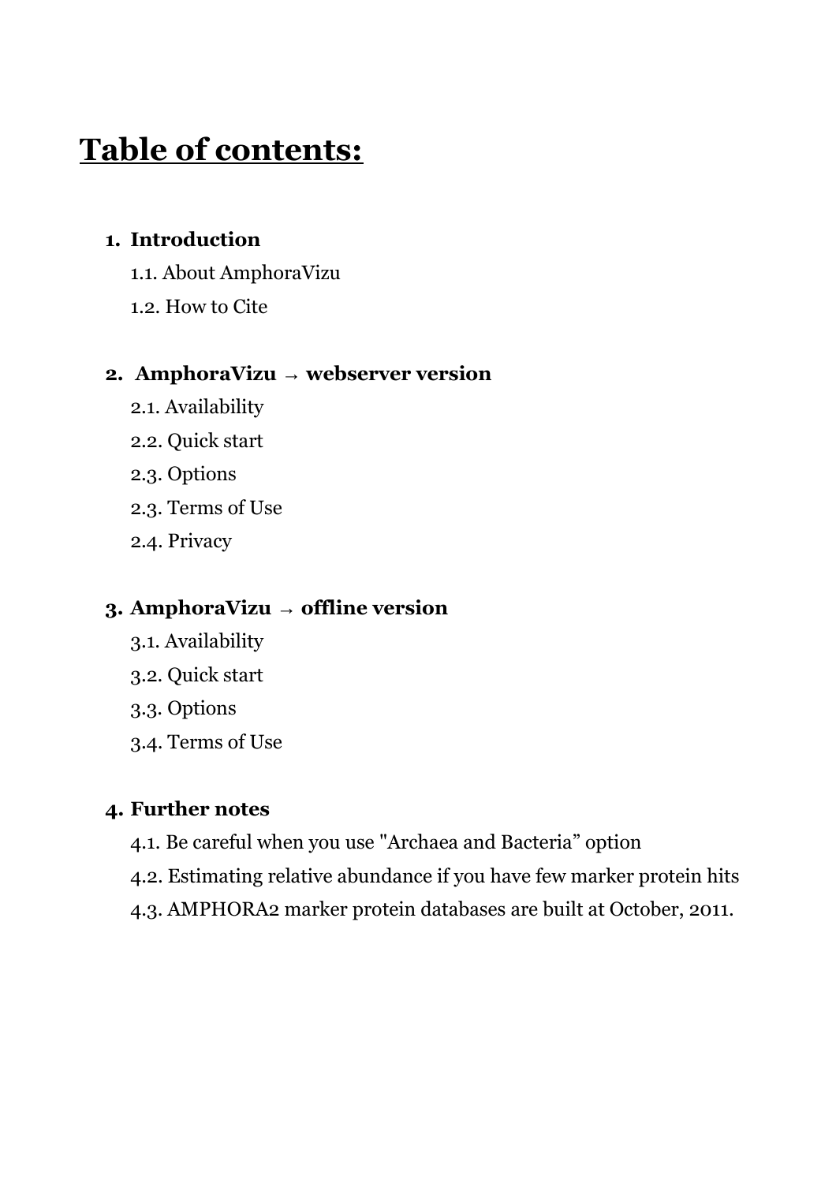# Table of contents:

**1. Introduction**

1.1. About AmphoraVizu

1.2. How to Cite

**2. AmphoraVizu → webserver version**

2.1. Availability

2.2. Quick start

2.3. Options

2.3. Terms of Use

2.4. Privacy

**3. AmphoraVizu → offline version**

3.1. Availability

3.2. Quick start

3.3. Options

3.4. Terms of Use

**4. Further notes**

4.1. Be careful when you use "Archaea and Bacteria" option

4.2. Estimating relative abundance if you have few marker protein hits

4.3. AMPHORA2 marker protein databases are built at October, 2011.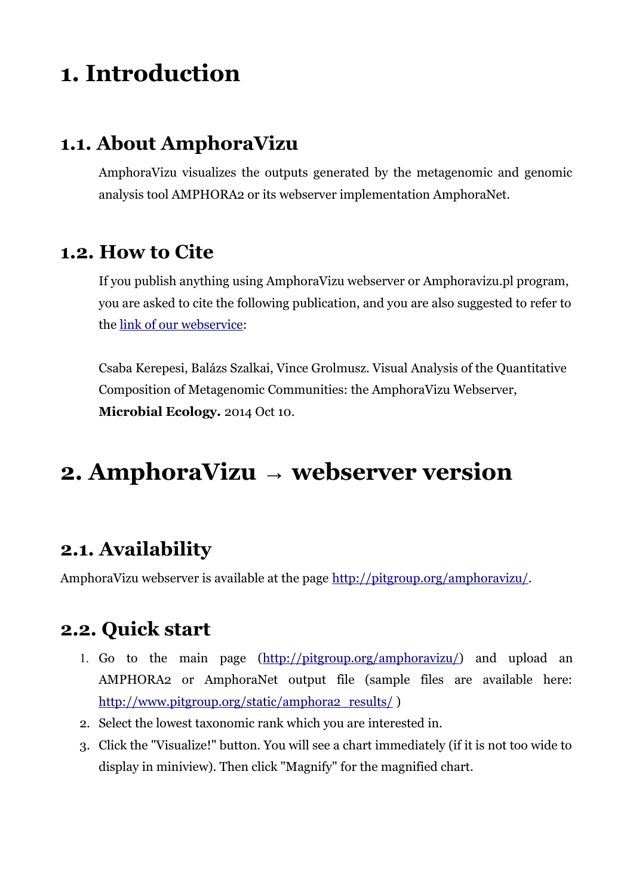# 1. Introduction

## 1.1. About AmphoraVizu

AmphoraVizu visualizes the outputs generated by the metagenomic and genomic analysis tool AMPHORA2 or its webserver implementation AmphoraNet.

## 1.2. How to Cite

If you publish anything using AmphoraVizu webserver or Amphoravizu.pl program, you are asked to cite the following publication, and you are also suggested to refer to the link of our webservice:

Csaba Kerepesi, Balázs Szalkai, Vince Grolmusz. Visual Analysis of the Quantitative Composition of Metagenomic Communities: the AmphoraVizu Webserver, **Microbial Ecology.** 2014 Oct 10.

# 2. AmphoraVizu → webserver version

## 2.1. Availability

AmphoraVizu webserver is available at the page http://pitgroup.org/amphoravizu/.

## 2.2. Quick start

1. Go to the main page (http://pitgroup.org/amphoravizu/) and upload an AMPHORA2 or AmphoraNet output file (sample files are available here: http://www.pitgroup.org/static/amphora2_results/ )
2. Select the lowest taxonomic rank which you are interested in.
3. Click the "Visualize!" button. You will see a chart immediately (if it is not too wide to display in miniview). Then click "Magnify" for the magnified chart.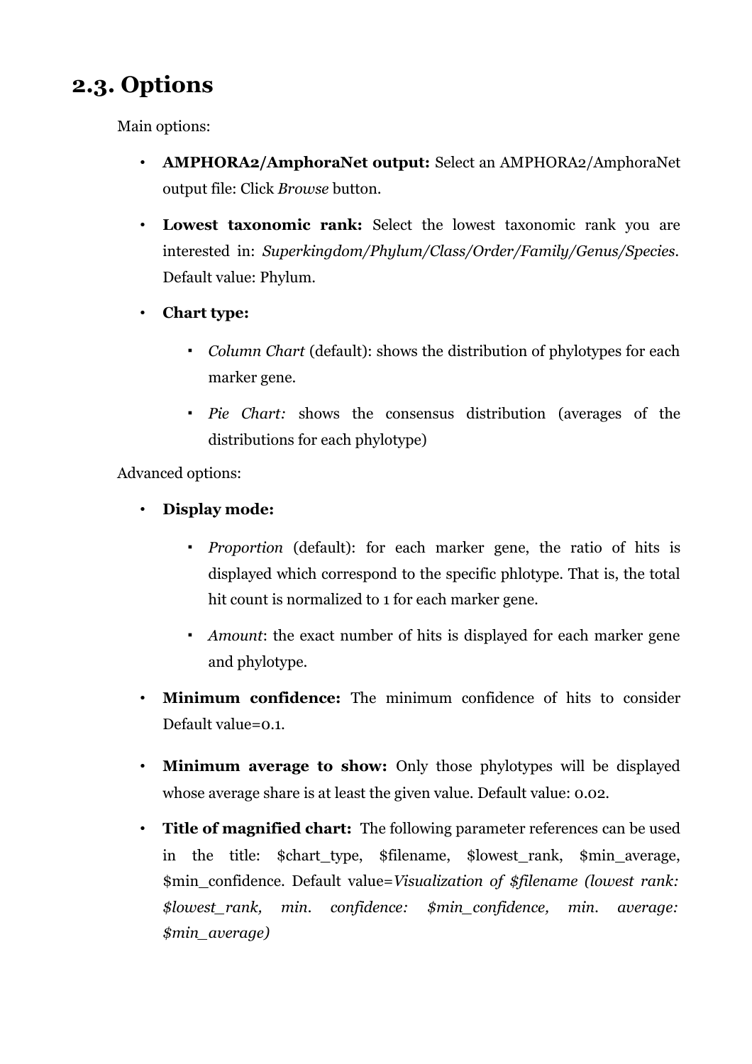## 2.3. Options

Main options:

- **AMPHORA2/AmphoraNet output:** Select an AMPHORA2/AmphoraNet output file: Click *Browse* button.
- **Lowest taxonomic rank:** Select the lowest taxonomic rank you are interested in: *Superkingdom/Phylum/Class/Order/Family/Genus/Species*. Default value: Phylum.
- **Chart type:**
  - *Column Chart* (default): shows the distribution of phylotypes for each marker gene.
  - *Pie Chart:* shows the consensus distribution (averages of the distributions for each phylotype)

Advanced options:

- **Display mode:**
  - *Proportion* (default): for each marker gene, the ratio of hits is displayed which correspond to the specific phlotype. That is, the total hit count is normalized to 1 for each marker gene.
  - *Amount*: the exact number of hits is displayed for each marker gene and phylotype.
- **Minimum confidence:** The minimum confidence of hits to consider Default value=0.1.
- **Minimum average to show:** Only those phylotypes will be displayed whose average share is at least the given value. Default value: 0.02.
- **Title of magnified chart:** The following parameter references can be used in the title: $chart_type, $filename, $lowest_rank, $min_average, $min_confidence. Default value=*Visualization of $filename (lowest rank: $lowest_rank, min. confidence: $min_confidence, min. average: $min_average)*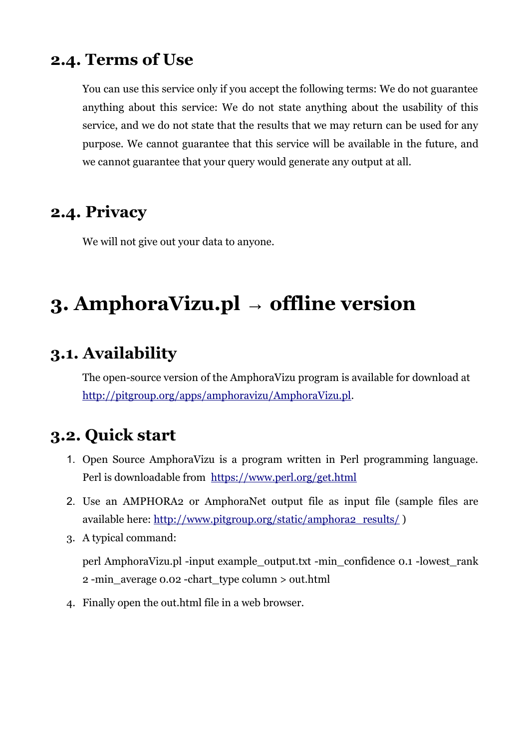## 2.4. Terms of Use

You can use this service only if you accept the following terms: We do not guarantee anything about this service: We do not state anything about the usability of this service, and we do not state that the results that we may return can be used for any purpose. We cannot guarantee that this service will be available in the future, and we cannot guarantee that your query would generate any output at all.

## 2.4. Privacy

We will not give out your data to anyone.

# 3. AmphoraVizu.pl → offline version

## 3.1. Availability

The open-source version of the AmphoraVizu program is available for download at [http://pitgroup.org/apps/amphoravizu/AmphoraVizu.pl](http://pitgroup.org/apps/amphoravizu/AmphoraVizu.pl).

## 3.2. Quick start

1. Open Source AmphoraVizu is a program written in Perl programming language. Perl is downloadable from [https://www.perl.org/get.html](https://www.perl.org/get.html)
2. Use an AMPHORA2 or AmphoraNet output file as input file (sample files are available here: [http://www.pitgroup.org/static/amphora2_results/](http://www.pitgroup.org/static/amphora2_results/) )
3. A typical command:

   perl AmphoraVizu.pl -input example_output.txt -min_confidence 0.1 -lowest_rank 2 -min_average 0.02 -chart_type column > out.html

4. Finally open the out.html file in a web browser.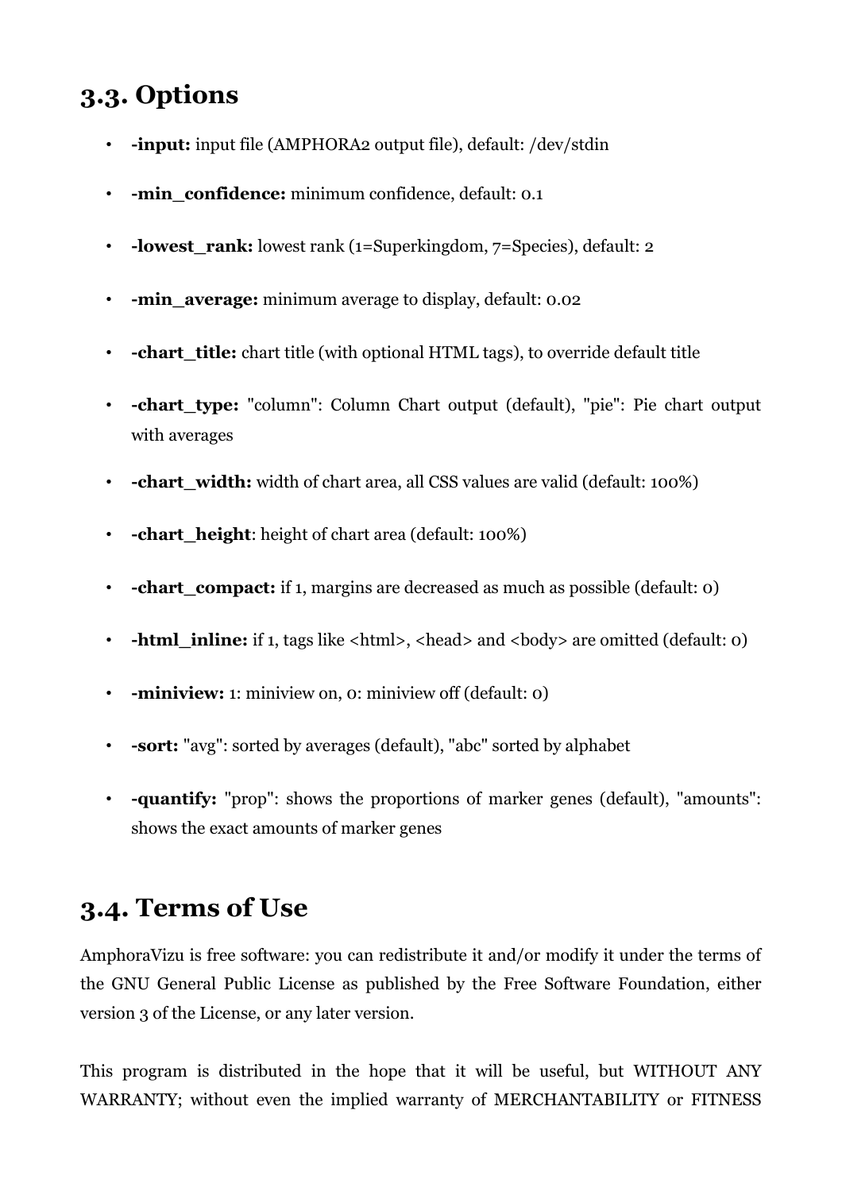## 3.3. Options

- **-input:** input file (AMPHORA2 output file), default: /dev/stdin
- **-min_confidence:** minimum confidence, default: 0.1
- **-lowest_rank:** lowest rank (1=Superkingdom, 7=Species), default: 2
- **-min_average:** minimum average to display, default: 0.02
- **-chart_title:** chart title (with optional HTML tags), to override default title
- **-chart_type:** "column": Column Chart output (default), "pie": Pie chart output with averages
- **-chart_width:** width of chart area, all CSS values are valid (default: 100%)
- **-chart_height**: height of chart area (default: 100%)
- **-chart_compact:** if 1, margins are decreased as much as possible (default: 0)
- **-html_inline:** if 1, tags like <html>, <head> and <body> are omitted (default: 0)
- **-miniview:** 1: miniview on, 0: miniview off (default: 0)
- **-sort:** "avg": sorted by averages (default), "abc" sorted by alphabet
- **-quantify:** "prop": shows the proportions of marker genes (default), "amounts": shows the exact amounts of marker genes

## 3.4. Terms of Use

AmphoraVizu is free software: you can redistribute it and/or modify it under the terms of the GNU General Public License as published by the Free Software Foundation, either version 3 of the License, or any later version.

This program is distributed in the hope that it will be useful, but WITHOUT ANY WARRANTY; without even the implied warranty of MERCHANTABILITY or FITNESS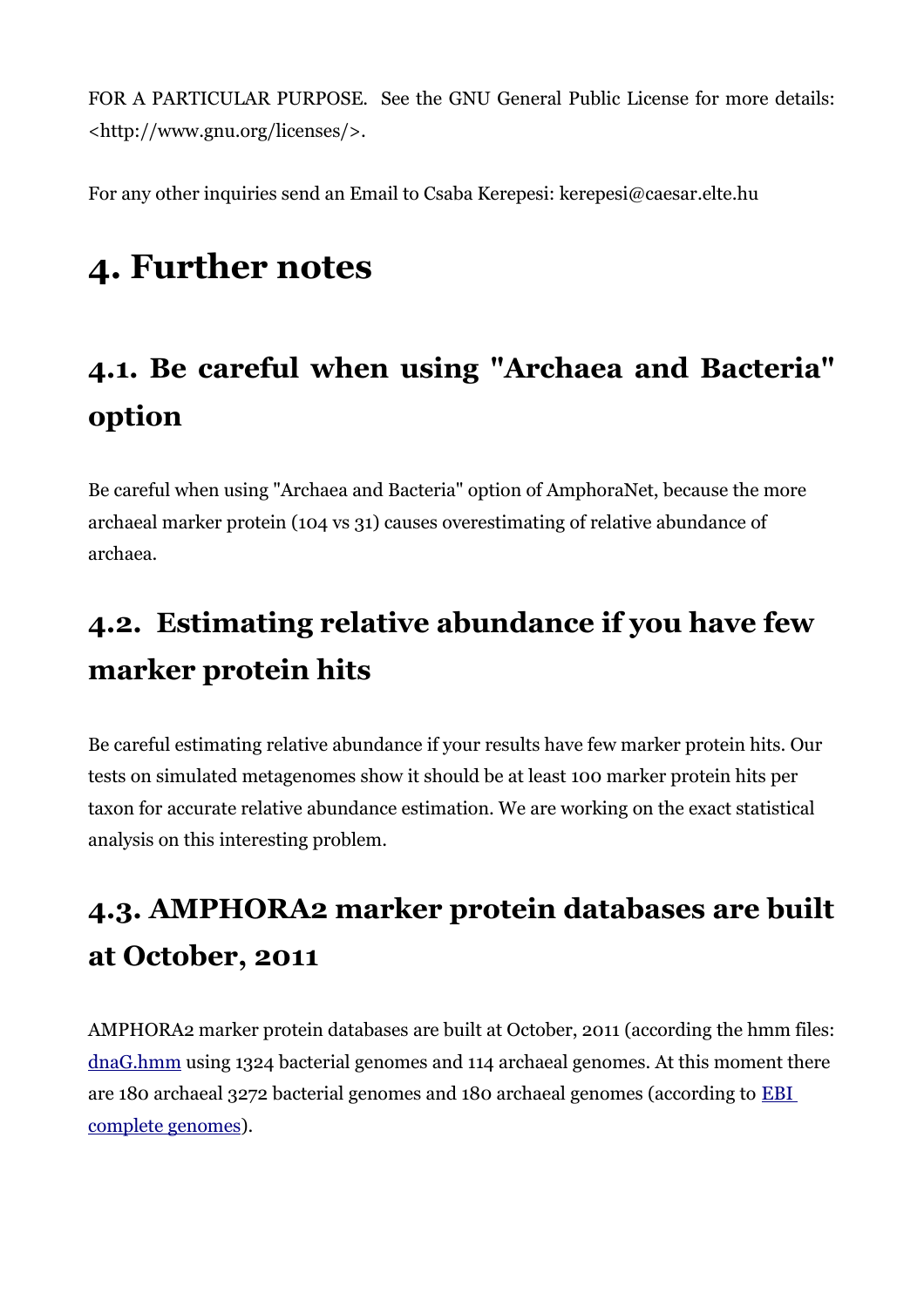FOR A PARTICULAR PURPOSE. See the GNU General Public License for more details: <http://www.gnu.org/licenses/>.

For any other inquiries send an Email to Csaba Kerepesi: kerepesi@caesar.elte.hu

# 4. Further notes

## 4.1. Be careful when using "Archaea and Bacteria" option

Be careful when using "Archaea and Bacteria" option of AmphoraNet, because the more archaeal marker protein (104 vs 31) causes overestimating of relative abundance of archaea.

## 4.2. Estimating relative abundance if you have few marker protein hits

Be careful estimating relative abundance if your results have few marker protein hits. Our tests on simulated metagenomes show it should be at least 100 marker protein hits per taxon for accurate relative abundance estimation. We are working on the exact statistical analysis on this interesting problem.

## 4.3. AMPHORA2 marker protein databases are built at October, 2011

AMPHORA2 marker protein databases are built at October, 2011 (according the hmm files: dnaG.hmm using 1324 bacterial genomes and 114 archaeal genomes. At this moment there are 180 archaeal 3272 bacterial genomes and 180 archaeal genomes (according to EBI complete genomes).